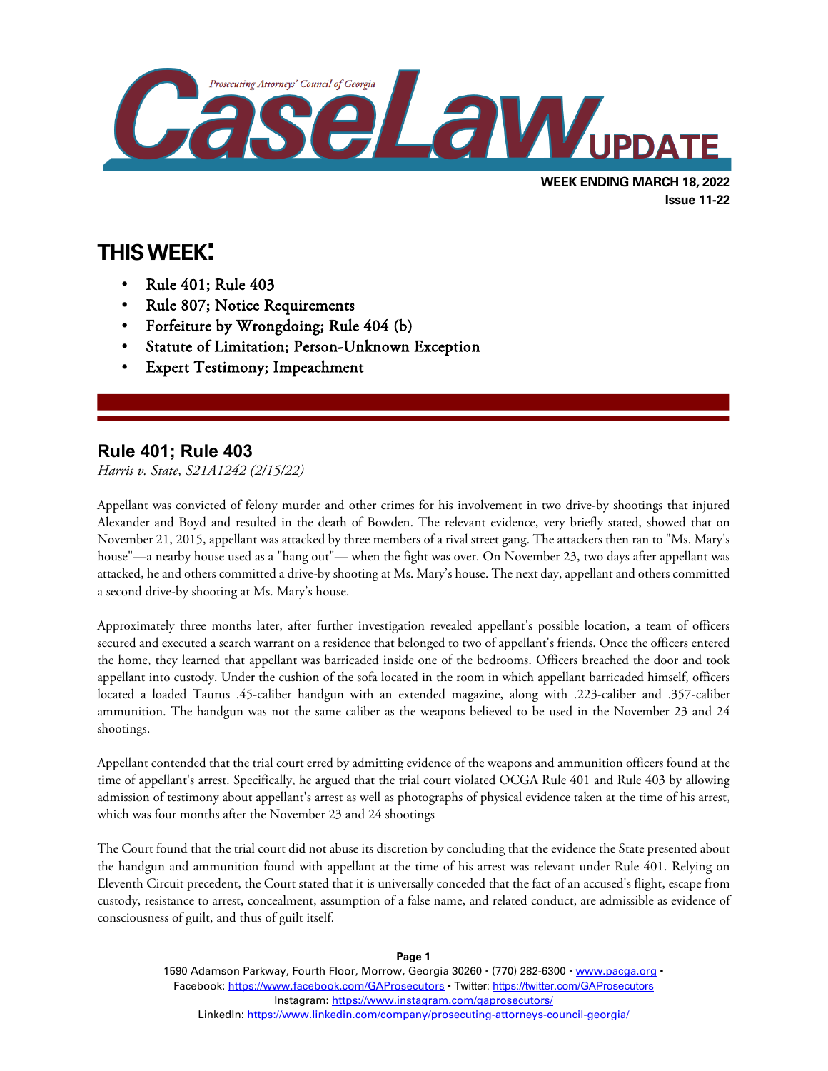Prosecuting Attorneys' Council of Georgia

# CaseLaw UPDATE

**WEEK ENDING MARCH 18, 2022**
**Issue 11-22**

## THIS WEEK:

- Rule 401; Rule 403
- Rule 807; Notice Requirements
- Forfeiture by Wrongdoing; Rule 404 (b)
- Statute of Limitation; Person-Unknown Exception
- Expert Testimony; Impeachment

## Rule 401; Rule 403

*Harris v. State, S21A1242 (2/15/22)*

Appellant was convicted of felony murder and other crimes for his involvement in two drive-by shootings that injured Alexander and Boyd and resulted in the death of Bowden. The relevant evidence, very briefly stated, showed that on November 21, 2015, appellant was attacked by three members of a rival street gang. The attackers then ran to "Ms. Mary's house"—a nearby house used as a "hang out"— when the fight was over. On November 23, two days after appellant was attacked, he and others committed a drive-by shooting at Ms. Mary's house. The next day, appellant and others committed a second drive-by shooting at Ms. Mary's house.

Approximately three months later, after further investigation revealed appellant's possible location, a team of officers secured and executed a search warrant on a residence that belonged to two of appellant's friends. Once the officers entered the home, they learned that appellant was barricaded inside one of the bedrooms. Officers breached the door and took appellant into custody. Under the cushion of the sofa located in the room in which appellant barricaded himself, officers located a loaded Taurus .45-caliber handgun with an extended magazine, along with .223-caliber and .357-caliber ammunition. The handgun was not the same caliber as the weapons believed to be used in the November 23 and 24 shootings.

Appellant contended that the trial court erred by admitting evidence of the weapons and ammunition officers found at the time of appellant's arrest. Specifically, he argued that the trial court violated OCGA Rule 401 and Rule 403 by allowing admission of testimony about appellant's arrest as well as photographs of physical evidence taken at the time of his arrest, which was four months after the November 23 and 24 shootings

The Court found that the trial court did not abuse its discretion by concluding that the evidence the State presented about the handgun and ammunition found with appellant at the time of his arrest was relevant under Rule 401. Relying on Eleventh Circuit precedent, the Court stated that it is universally conceded that the fact of an accused's flight, escape from custody, resistance to arrest, concealment, assumption of a false name, and related conduct, are admissible as evidence of consciousness of guilt, and thus of guilt itself.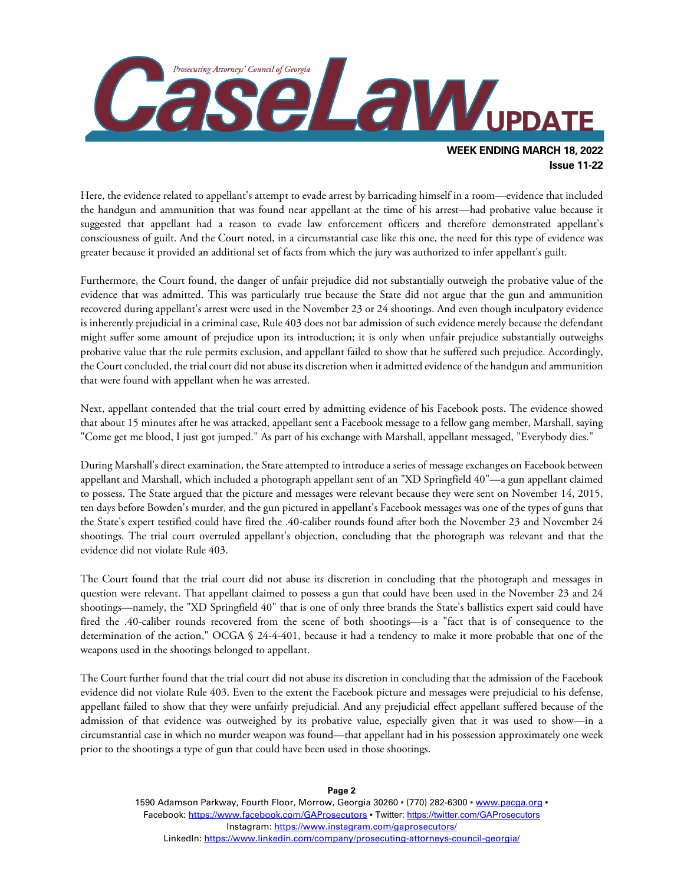Here, the evidence related to appellant's attempt to evade arrest by barricading himself in a room—evidence that included the handgun and ammunition that was found near appellant at the time of his arrest—had probative value because it suggested that appellant had a reason to evade law enforcement officers and therefore demonstrated appellant's consciousness of guilt. And the Court noted, in a circumstantial case like this one, the need for this type of evidence was greater because it provided an additional set of facts from which the jury was authorized to infer appellant's guilt.

Furthermore, the Court found, the danger of unfair prejudice did not substantially outweigh the probative value of the evidence that was admitted. This was particularly true because the State did not argue that the gun and ammunition recovered during appellant's arrest were used in the November 23 or 24 shootings. And even though inculpatory evidence is inherently prejudicial in a criminal case, Rule 403 does not bar admission of such evidence merely because the defendant might suffer some amount of prejudice upon its introduction; it is only when unfair prejudice substantially outweighs probative value that the rule permits exclusion, and appellant failed to show that he suffered such prejudice. Accordingly, the Court concluded, the trial court did not abuse its discretion when it admitted evidence of the handgun and ammunition that were found with appellant when he was arrested.

Next, appellant contended that the trial court erred by admitting evidence of his Facebook posts. The evidence showed that about 15 minutes after he was attacked, appellant sent a Facebook message to a fellow gang member, Marshall, saying "Come get me blood, I just got jumped." As part of his exchange with Marshall, appellant messaged, "Everybody dies."

During Marshall's direct examination, the State attempted to introduce a series of message exchanges on Facebook between appellant and Marshall, which included a photograph appellant sent of an "XD Springfield 40"—a gun appellant claimed to possess. The State argued that the picture and messages were relevant because they were sent on November 14, 2015, ten days before Bowden's murder, and the gun pictured in appellant's Facebook messages was one of the types of guns that the State's expert testified could have fired the .40-caliber rounds found after both the November 23 and November 24 shootings. The trial court overruled appellant's objection, concluding that the photograph was relevant and that the evidence did not violate Rule 403.

The Court found that the trial court did not abuse its discretion in concluding that the photograph and messages in question were relevant. That appellant claimed to possess a gun that could have been used in the November 23 and 24 shootings—namely, the "XD Springfield 40" that is one of only three brands the State's ballistics expert said could have fired the .40-caliber rounds recovered from the scene of both shootings—is a "fact that is of consequence to the determination of the action," OCGA § 24-4-401, because it had a tendency to make it more probable that one of the weapons used in the shootings belonged to appellant.

The Court further found that the trial court did not abuse its discretion in concluding that the admission of the Facebook evidence did not violate Rule 403. Even to the extent the Facebook picture and messages were prejudicial to his defense, appellant failed to show that they were unfairly prejudicial. And any prejudicial effect appellant suffered because of the admission of that evidence was outweighed by its probative value, especially given that it was used to show—in a circumstantial case in which no murder weapon was found—that appellant had in his possession approximately one week prior to the shootings a type of gun that could have been used in those shootings.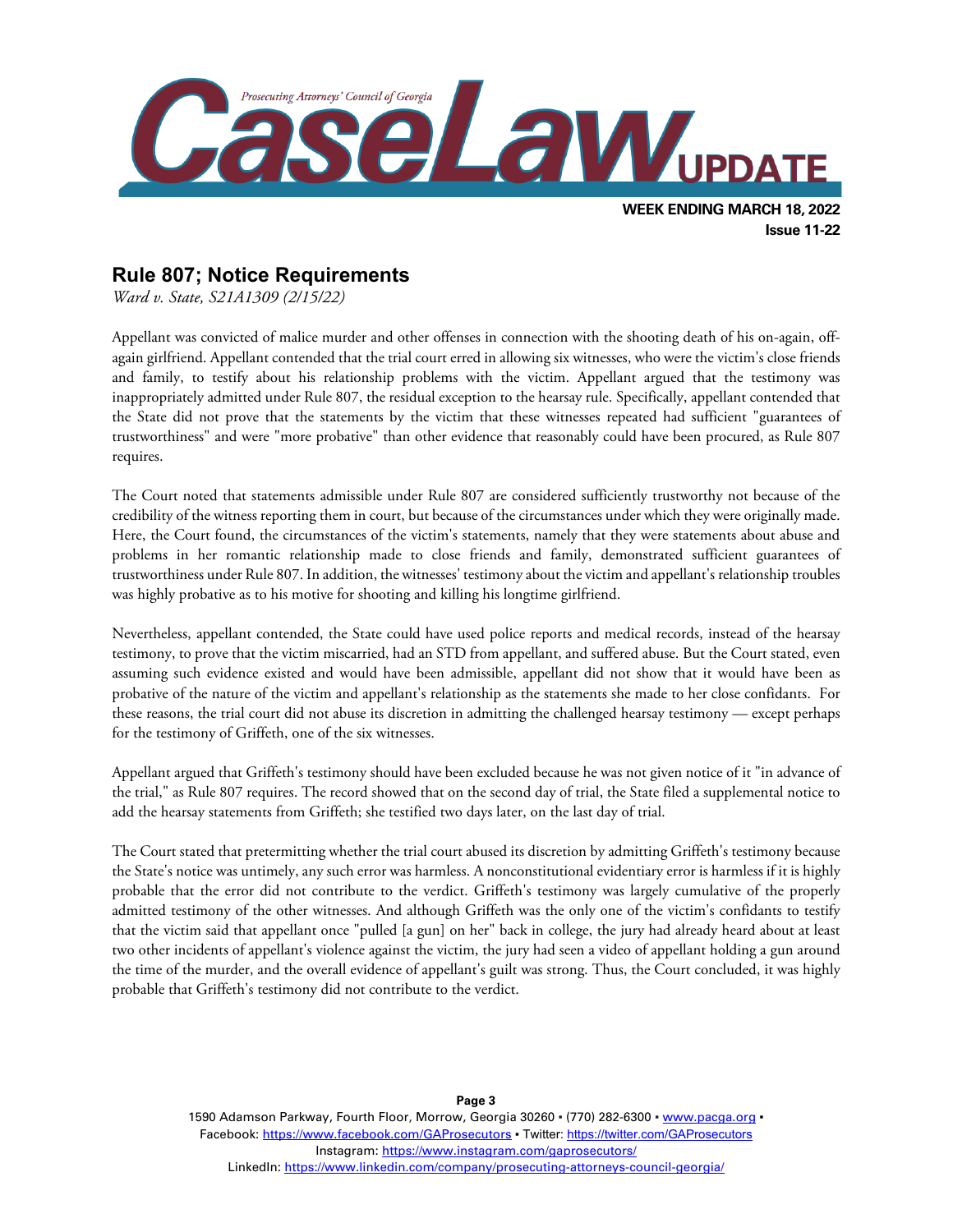## Rule 807; Notice Requirements

*Ward v. State, S21A1309 (2/15/22)*

Appellant was convicted of malice murder and other offenses in connection with the shooting death of his on-again, off-again girlfriend. Appellant contended that the trial court erred in allowing six witnesses, who were the victim's close friends and family, to testify about his relationship problems with the victim. Appellant argued that the testimony was inappropriately admitted under Rule 807, the residual exception to the hearsay rule. Specifically, appellant contended that the State did not prove that the statements by the victim that these witnesses repeated had sufficient "guarantees of trustworthiness" and were "more probative" than other evidence that reasonably could have been procured, as Rule 807 requires.

The Court noted that statements admissible under Rule 807 are considered sufficiently trustworthy not because of the credibility of the witness reporting them in court, but because of the circumstances under which they were originally made. Here, the Court found, the circumstances of the victim's statements, namely that they were statements about abuse and problems in her romantic relationship made to close friends and family, demonstrated sufficient guarantees of trustworthiness under Rule 807. In addition, the witnesses' testimony about the victim and appellant's relationship troubles was highly probative as to his motive for shooting and killing his longtime girlfriend.

Nevertheless, appellant contended, the State could have used police reports and medical records, instead of the hearsay testimony, to prove that the victim miscarried, had an STD from appellant, and suffered abuse. But the Court stated, even assuming such evidence existed and would have been admissible, appellant did not show that it would have been as probative of the nature of the victim and appellant's relationship as the statements she made to her close confidants. For these reasons, the trial court did not abuse its discretion in admitting the challenged hearsay testimony — except perhaps for the testimony of Griffeth, one of the six witnesses.

Appellant argued that Griffeth's testimony should have been excluded because he was not given notice of it "in advance of the trial," as Rule 807 requires. The record showed that on the second day of trial, the State filed a supplemental notice to add the hearsay statements from Griffeth; she testified two days later, on the last day of trial.

The Court stated that pretermitting whether the trial court abused its discretion by admitting Griffeth's testimony because the State's notice was untimely, any such error was harmless. A nonconstitutional evidentiary error is harmless if it is highly probable that the error did not contribute to the verdict. Griffeth's testimony was largely cumulative of the properly admitted testimony of the other witnesses. And although Griffeth was the only one of the victim's confidants to testify that the victim said that appellant once "pulled [a gun] on her" back in college, the jury had already heard about at least two other incidents of appellant's violence against the victim, the jury had seen a video of appellant holding a gun around the time of the murder, and the overall evidence of appellant's guilt was strong. Thus, the Court concluded, it was highly probable that Griffeth's testimony did not contribute to the verdict.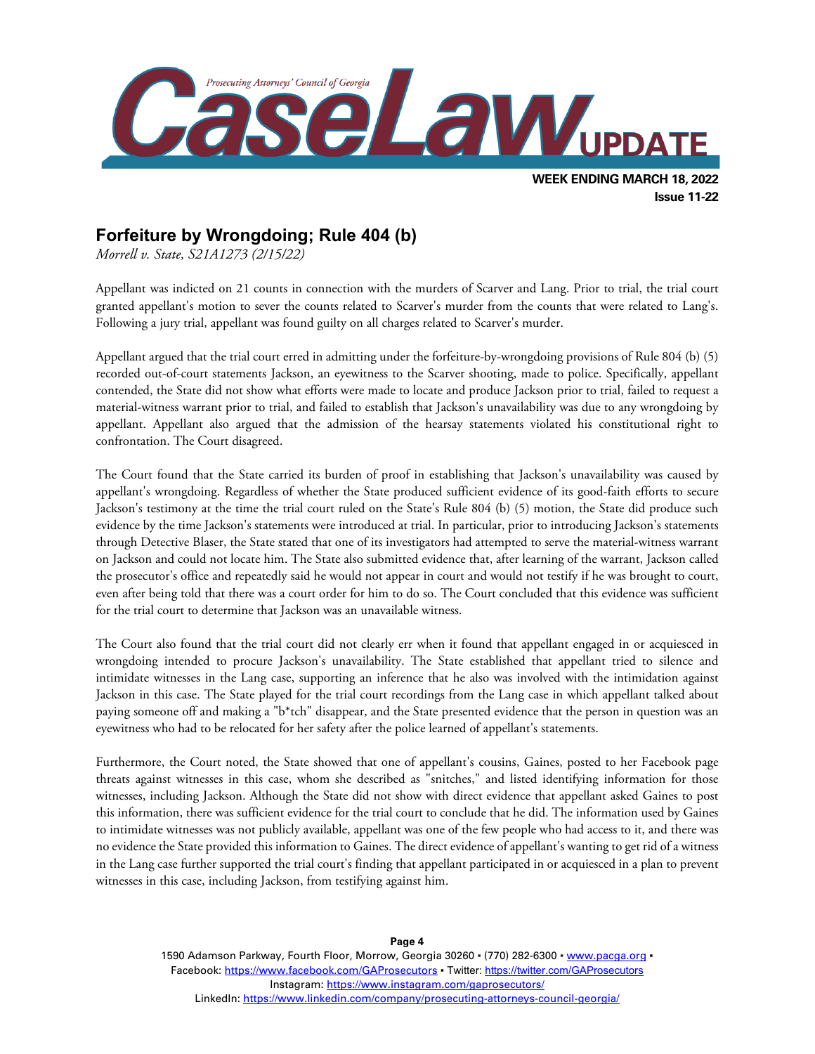## Forfeiture by Wrongdoing; Rule 404 (b)

*Morrell v. State, S21A1273 (2/15/22)*

Appellant was indicted on 21 counts in connection with the murders of Scarver and Lang. Prior to trial, the trial court granted appellant's motion to sever the counts related to Scarver's murder from the counts that were related to Lang's. Following a jury trial, appellant was found guilty on all charges related to Scarver's murder.

Appellant argued that the trial court erred in admitting under the forfeiture-by-wrongdoing provisions of Rule 804 (b) (5) recorded out-of-court statements Jackson, an eyewitness to the Scarver shooting, made to police. Specifically, appellant contended, the State did not show what efforts were made to locate and produce Jackson prior to trial, failed to request a material-witness warrant prior to trial, and failed to establish that Jackson's unavailability was due to any wrongdoing by appellant. Appellant also argued that the admission of the hearsay statements violated his constitutional right to confrontation. The Court disagreed.

The Court found that the State carried its burden of proof in establishing that Jackson's unavailability was caused by appellant's wrongdoing. Regardless of whether the State produced sufficient evidence of its good-faith efforts to secure Jackson's testimony at the time the trial court ruled on the State's Rule 804 (b) (5) motion, the State did produce such evidence by the time Jackson's statements were introduced at trial. In particular, prior to introducing Jackson's statements through Detective Blaser, the State stated that one of its investigators had attempted to serve the material-witness warrant on Jackson and could not locate him. The State also submitted evidence that, after learning of the warrant, Jackson called the prosecutor's office and repeatedly said he would not appear in court and would not testify if he was brought to court, even after being told that there was a court order for him to do so. The Court concluded that this evidence was sufficient for the trial court to determine that Jackson was an unavailable witness.

The Court also found that the trial court did not clearly err when it found that appellant engaged in or acquiesced in wrongdoing intended to procure Jackson's unavailability. The State established that appellant tried to silence and intimidate witnesses in the Lang case, supporting an inference that he also was involved with the intimidation against Jackson in this case. The State played for the trial court recordings from the Lang case in which appellant talked about paying someone off and making a "b*tch" disappear, and the State presented evidence that the person in question was an eyewitness who had to be relocated for her safety after the police learned of appellant's statements.

Furthermore, the Court noted, the State showed that one of appellant's cousins, Gaines, posted to her Facebook page threats against witnesses in this case, whom she described as "snitches," and listed identifying information for those witnesses, including Jackson. Although the State did not show with direct evidence that appellant asked Gaines to post this information, there was sufficient evidence for the trial court to conclude that he did. The information used by Gaines to intimidate witnesses was not publicly available, appellant was one of the few people who had access to it, and there was no evidence the State provided this information to Gaines. The direct evidence of appellant's wanting to get rid of a witness in the Lang case further supported the trial court's finding that appellant participated in or acquiesced in a plan to prevent witnesses in this case, including Jackson, from testifying against him.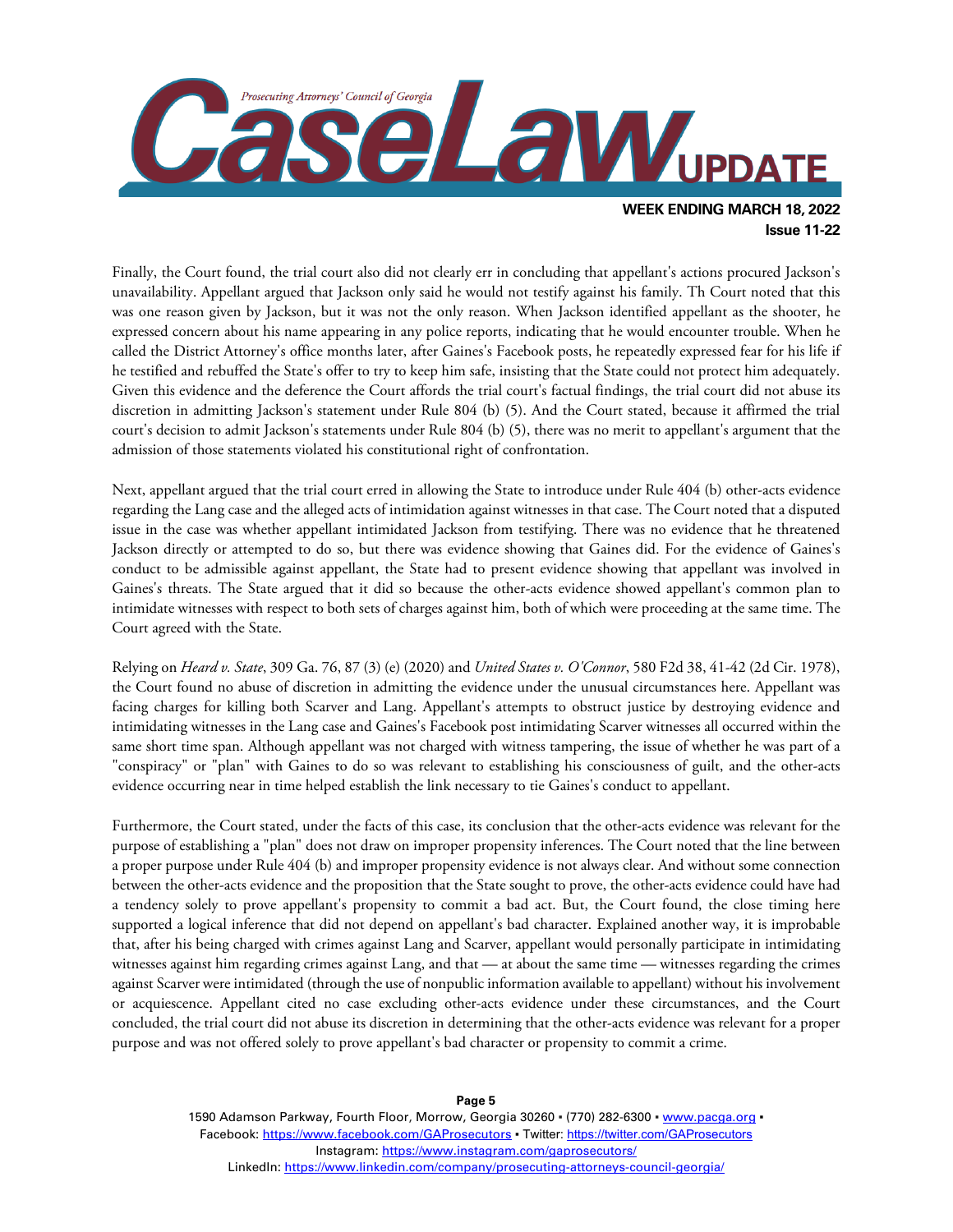Finally, the Court found, the trial court also did not clearly err in concluding that appellant's actions procured Jackson's unavailability. Appellant argued that Jackson only said he would not testify against his family. Th Court noted that this was one reason given by Jackson, but it was not the only reason. When Jackson identified appellant as the shooter, he expressed concern about his name appearing in any police reports, indicating that he would encounter trouble. When he called the District Attorney's office months later, after Gaines's Facebook posts, he repeatedly expressed fear for his life if he testified and rebuffed the State's offer to try to keep him safe, insisting that the State could not protect him adequately. Given this evidence and the deference the Court affords the trial court's factual findings, the trial court did not abuse its discretion in admitting Jackson's statement under Rule 804 (b) (5). And the Court stated, because it affirmed the trial court's decision to admit Jackson's statements under Rule 804 (b) (5), there was no merit to appellant's argument that the admission of those statements violated his constitutional right of confrontation.

Next, appellant argued that the trial court erred in allowing the State to introduce under Rule 404 (b) other-acts evidence regarding the Lang case and the alleged acts of intimidation against witnesses in that case. The Court noted that a disputed issue in the case was whether appellant intimidated Jackson from testifying. There was no evidence that he threatened Jackson directly or attempted to do so, but there was evidence showing that Gaines did. For the evidence of Gaines's conduct to be admissible against appellant, the State had to present evidence showing that appellant was involved in Gaines's threats. The State argued that it did so because the other-acts evidence showed appellant's common plan to intimidate witnesses with respect to both sets of charges against him, both of which were proceeding at the same time. The Court agreed with the State.

Relying on *Heard v. State*, 309 Ga. 76, 87 (3) (e) (2020) and *United States v. O'Connor*, 580 F2d 38, 41-42 (2d Cir. 1978), the Court found no abuse of discretion in admitting the evidence under the unusual circumstances here. Appellant was facing charges for killing both Scarver and Lang. Appellant's attempts to obstruct justice by destroying evidence and intimidating witnesses in the Lang case and Gaines's Facebook post intimidating Scarver witnesses all occurred within the same short time span. Although appellant was not charged with witness tampering, the issue of whether he was part of a "conspiracy" or "plan" with Gaines to do so was relevant to establishing his consciousness of guilt, and the other-acts evidence occurring near in time helped establish the link necessary to tie Gaines's conduct to appellant.

Furthermore, the Court stated, under the facts of this case, its conclusion that the other-acts evidence was relevant for the purpose of establishing a "plan" does not draw on improper propensity inferences. The Court noted that the line between a proper purpose under Rule 404 (b) and improper propensity evidence is not always clear. And without some connection between the other-acts evidence and the proposition that the State sought to prove, the other-acts evidence could have had a tendency solely to prove appellant's propensity to commit a bad act. But, the Court found, the close timing here supported a logical inference that did not depend on appellant's bad character. Explained another way, it is improbable that, after his being charged with crimes against Lang and Scarver, appellant would personally participate in intimidating witnesses against him regarding crimes against Lang, and that — at about the same time — witnesses regarding the crimes against Scarver were intimidated (through the use of nonpublic information available to appellant) without his involvement or acquiescence. Appellant cited no case excluding other-acts evidence under these circumstances, and the Court concluded, the trial court did not abuse its discretion in determining that the other-acts evidence was relevant for a proper purpose and was not offered solely to prove appellant's bad character or propensity to commit a crime.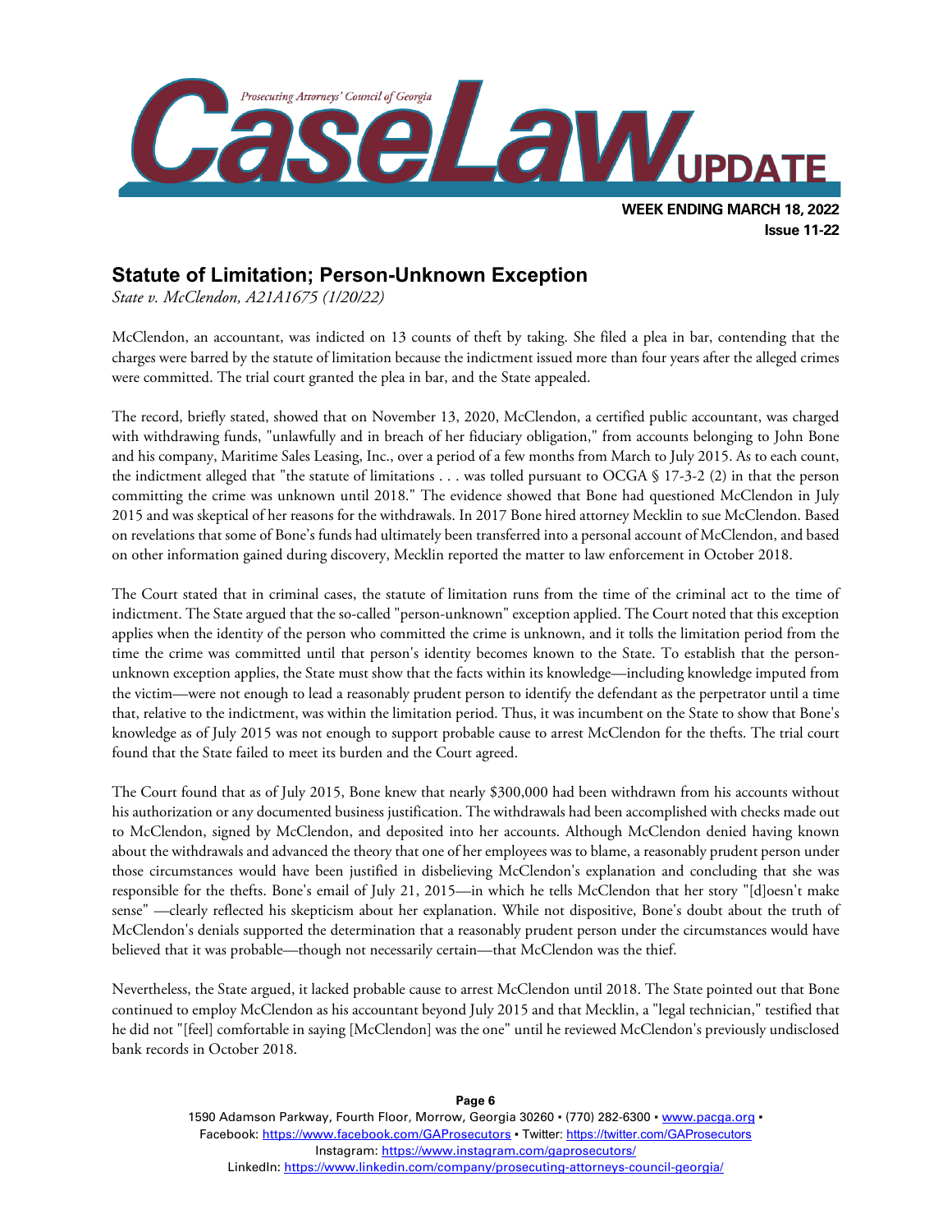## Statute of Limitation; Person-Unknown Exception

*State v. McClendon, A21A1675 (1/20/22)*

McClendon, an accountant, was indicted on 13 counts of theft by taking. She filed a plea in bar, contending that the charges were barred by the statute of limitation because the indictment issued more than four years after the alleged crimes were committed. The trial court granted the plea in bar, and the State appealed.

The record, briefly stated, showed that on November 13, 2020, McClendon, a certified public accountant, was charged with withdrawing funds, "unlawfully and in breach of her fiduciary obligation," from accounts belonging to John Bone and his company, Maritime Sales Leasing, Inc., over a period of a few months from March to July 2015. As to each count, the indictment alleged that "the statute of limitations . . . was tolled pursuant to OCGA § 17-3-2 (2) in that the person committing the crime was unknown until 2018." The evidence showed that Bone had questioned McClendon in July 2015 and was skeptical of her reasons for the withdrawals. In 2017 Bone hired attorney Mecklin to sue McClendon. Based on revelations that some of Bone's funds had ultimately been transferred into a personal account of McClendon, and based on other information gained during discovery, Mecklin reported the matter to law enforcement in October 2018.

The Court stated that in criminal cases, the statute of limitation runs from the time of the criminal act to the time of indictment. The State argued that the so-called "person-unknown" exception applied. The Court noted that this exception applies when the identity of the person who committed the crime is unknown, and it tolls the limitation period from the time the crime was committed until that person's identity becomes known to the State. To establish that the person-unknown exception applies, the State must show that the facts within its knowledge—including knowledge imputed from the victim—were not enough to lead a reasonably prudent person to identify the defendant as the perpetrator until a time that, relative to the indictment, was within the limitation period. Thus, it was incumbent on the State to show that Bone's knowledge as of July 2015 was not enough to support probable cause to arrest McClendon for the thefts. The trial court found that the State failed to meet its burden and the Court agreed.

The Court found that as of July 2015, Bone knew that nearly $300,000 had been withdrawn from his accounts without his authorization or any documented business justification. The withdrawals had been accomplished with checks made out to McClendon, signed by McClendon, and deposited into her accounts. Although McClendon denied having known about the withdrawals and advanced the theory that one of her employees was to blame, a reasonably prudent person under those circumstances would have been justified in disbelieving McClendon's explanation and concluding that she was responsible for the thefts. Bone's email of July 21, 2015—in which he tells McClendon that her story "[d]oesn't make sense" —clearly reflected his skepticism about her explanation. While not dispositive, Bone's doubt about the truth of McClendon's denials supported the determination that a reasonably prudent person under the circumstances would have believed that it was probable—though not necessarily certain—that McClendon was the thief.

Nevertheless, the State argued, it lacked probable cause to arrest McClendon until 2018. The State pointed out that Bone continued to employ McClendon as his accountant beyond July 2015 and that Mecklin, a "legal technician," testified that he did not "[feel] comfortable in saying [McClendon] was the one" until he reviewed McClendon's previously undisclosed bank records in October 2018.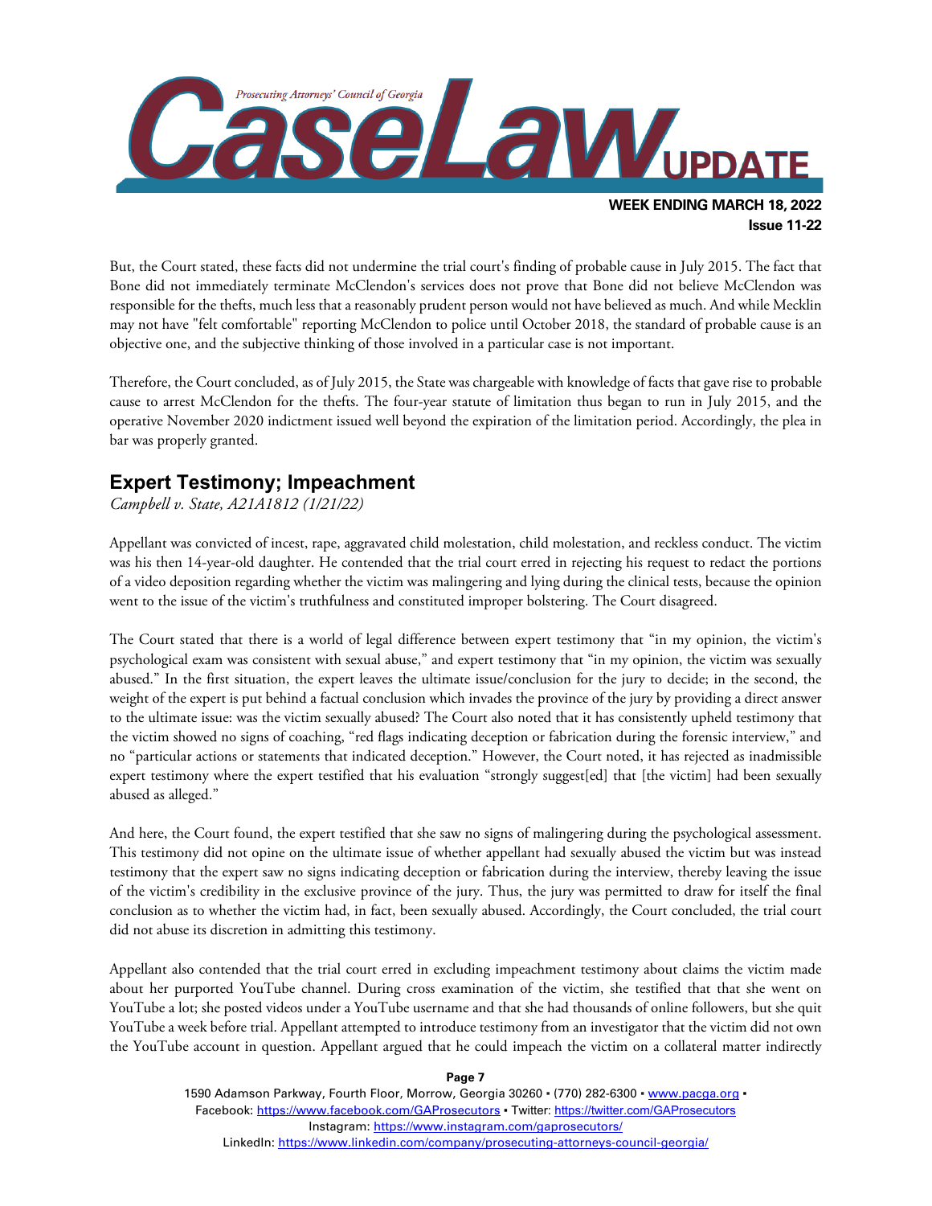But, the Court stated, these facts did not undermine the trial court's finding of probable cause in July 2015. The fact that Bone did not immediately terminate McClendon's services does not prove that Bone did not believe McClendon was responsible for the thefts, much less that a reasonably prudent person would not have believed as much. And while Mecklin may not have "felt comfortable" reporting McClendon to police until October 2018, the standard of probable cause is an objective one, and the subjective thinking of those involved in a particular case is not important.

Therefore, the Court concluded, as of July 2015, the State was chargeable with knowledge of facts that gave rise to probable cause to arrest McClendon for the thefts. The four-year statute of limitation thus began to run in July 2015, and the operative November 2020 indictment issued well beyond the expiration of the limitation period. Accordingly, the plea in bar was properly granted.

## Expert Testimony; Impeachment

*Campbell v. State, A21A1812 (1/21/22)*

Appellant was convicted of incest, rape, aggravated child molestation, child molestation, and reckless conduct. The victim was his then 14-year-old daughter. He contended that the trial court erred in rejecting his request to redact the portions of a video deposition regarding whether the victim was malingering and lying during the clinical tests, because the opinion went to the issue of the victim's truthfulness and constituted improper bolstering. The Court disagreed.

The Court stated that there is a world of legal difference between expert testimony that "in my opinion, the victim's psychological exam was consistent with sexual abuse," and expert testimony that "in my opinion, the victim was sexually abused." In the first situation, the expert leaves the ultimate issue/conclusion for the jury to decide; in the second, the weight of the expert is put behind a factual conclusion which invades the province of the jury by providing a direct answer to the ultimate issue: was the victim sexually abused? The Court also noted that it has consistently upheld testimony that the victim showed no signs of coaching, "red flags indicating deception or fabrication during the forensic interview," and no "particular actions or statements that indicated deception." However, the Court noted, it has rejected as inadmissible expert testimony where the expert testified that his evaluation "strongly suggest[ed] that [the victim] had been sexually abused as alleged."

And here, the Court found, the expert testified that she saw no signs of malingering during the psychological assessment. This testimony did not opine on the ultimate issue of whether appellant had sexually abused the victim but was instead testimony that the expert saw no signs indicating deception or fabrication during the interview, thereby leaving the issue of the victim's credibility in the exclusive province of the jury. Thus, the jury was permitted to draw for itself the final conclusion as to whether the victim had, in fact, been sexually abused. Accordingly, the Court concluded, the trial court did not abuse its discretion in admitting this testimony.

Appellant also contended that the trial court erred in excluding impeachment testimony about claims the victim made about her purported YouTube channel. During cross examination of the victim, she testified that that she went on YouTube a lot; she posted videos under a YouTube username and that she had thousands of online followers, but she quit YouTube a week before trial. Appellant attempted to introduce testimony from an investigator that the victim did not own the YouTube account in question. Appellant argued that he could impeach the victim on a collateral matter indirectly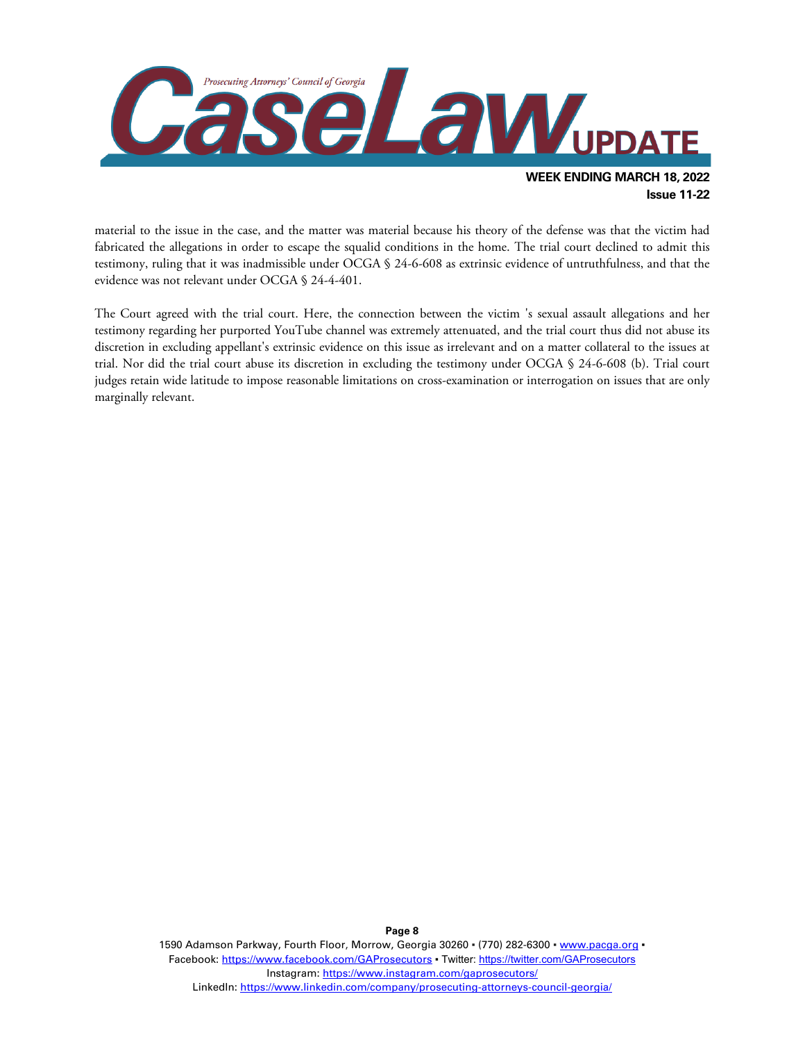material to the issue in the case, and the matter was material because his theory of the defense was that the victim had fabricated the allegations in order to escape the squalid conditions in the home. The trial court declined to admit this testimony, ruling that it was inadmissible under OCGA § 24-6-608 as extrinsic evidence of untruthfulness, and that the evidence was not relevant under OCGA § 24-4-401.

The Court agreed with the trial court. Here, the connection between the victim 's sexual assault allegations and her testimony regarding her purported YouTube channel was extremely attenuated, and the trial court thus did not abuse its discretion in excluding appellant's extrinsic evidence on this issue as irrelevant and on a matter collateral to the issues at trial. Nor did the trial court abuse its discretion in excluding the testimony under OCGA § 24-6-608 (b). Trial court judges retain wide latitude to impose reasonable limitations on cross-examination or interrogation on issues that are only marginally relevant.